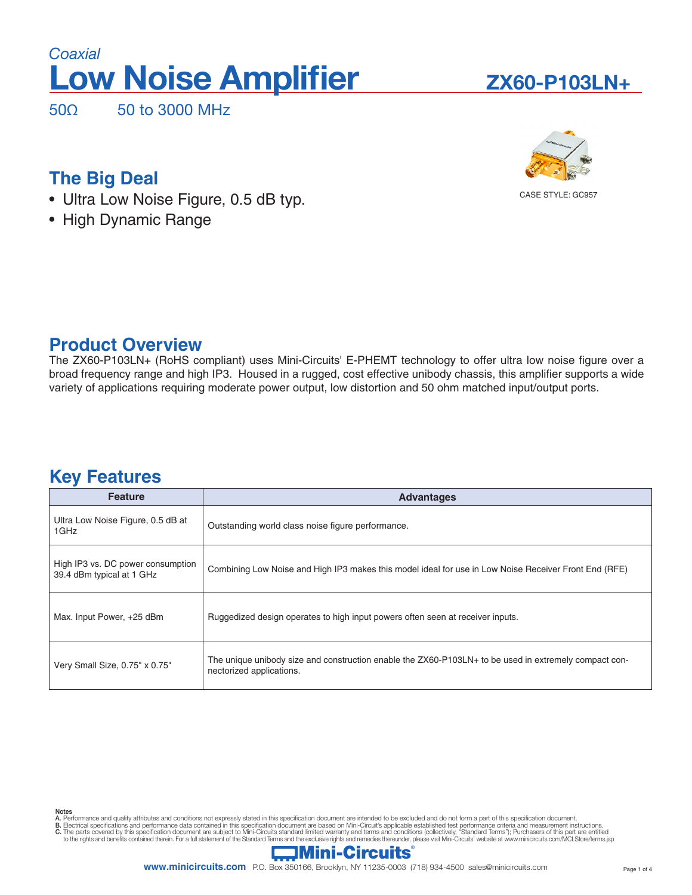*Coaxial*

# Low Noise Amplifier

## ZX60-P103LN+

50Ω 50 to 3000 MHz

CASE STYLE: GC957

## The Big Deal

- Ultra Low Noise Figure, 0.5 dB typ.
- High Dynamic Range

## Product Overview

The ZX60-P103LN+ (RoHS compliant) uses Mini-Circuits' E-PHEMT technology to offer ultra low noise figure over a broad frequency range and high IP3. Housed in a rugged, cost effective unibody chassis, this amplifier supports a wide variety of applications requiring moderate power output, low distortion and 50 ohm matched input/output ports.

## Key Features

| Feature | Advantages |
|---|---|
| Ultra Low Noise Figure, 0.5 dB at 1GHz | Outstanding world class noise figure performance. |
| High IP3 vs. DC power consumption 39.4 dBm typical at 1 GHz | Combining Low Noise and High IP3 makes this model ideal for use in Low Noise Receiver Front End (RFE) |
| Max. Input Power, +25 dBm | Ruggedized design operates to high input powers often seen at receiver inputs. |
| Very Small Size, 0.75" x 0.75" | The unique unibody size and construction enable the ZX60-P103LN+ to be used in extremely compact connectorized applications. |

Notes

A. Performance and quality attributes and conditions not expressly stated in this specification document are intended to be excluded and do not form a part of this specification document.
B. Electrical specifications and performance data contained in this specification document are based on Mini-Circuit's applicable established test performance criteria and measurement instructions.
C. The parts covered by this specification document are subject to Mini-Circuits standard limited warranty and terms and conditions (collectively, "Standard Terms"); Purchasers of this part are entitled to the rights and benefits contained therein. For a full statement of the Standard Terms and the exclusive rights and remedies thereunder, please visit Mini-Circuits' website at www.minicircuits.com/MCLStore/terms.jsp

Mini-Circuits®

www.minicircuits.com P.O. Box 350166, Brooklyn, NY 11235-0003 (718) 934-4500 sales@minicircuits.com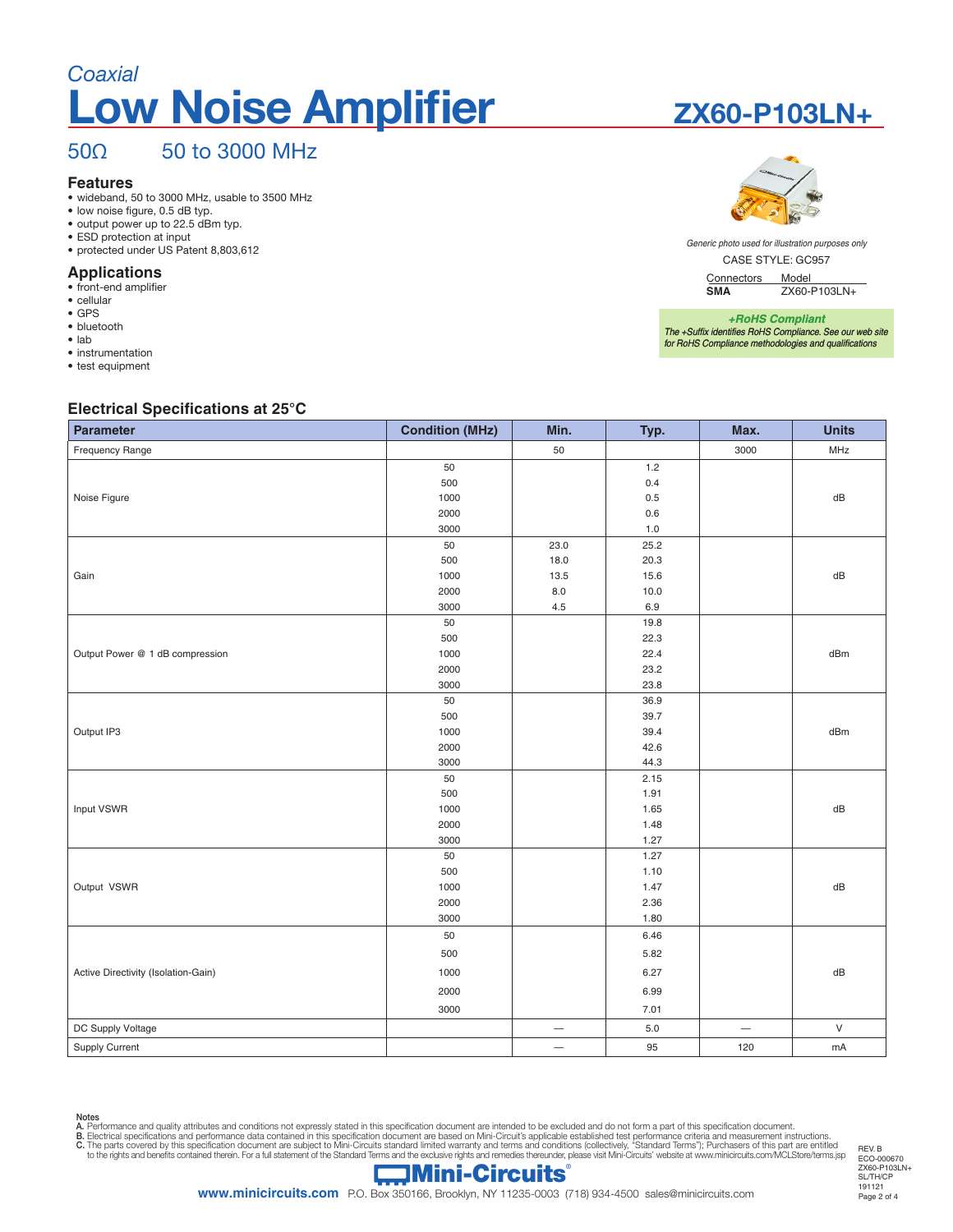*Coaxial*

# Low Noise Amplifier

## ZX60-P103LN+

50Ω    50 to 3000 MHz

### Features

- wideband, 50 to 3000 MHz, usable to 3500 MHz
- low noise figure, 0.5 dB typ.
- output power up to 22.5 dBm typ.
- ESD protection at input
- protected under US Patent 8,803,612

### Applications

- front-end amplifier
- cellular
- GPS
- bluetooth
- lab
- instrumentation
- test equipment

*Generic photo used for illustration purposes only*

CASE STYLE: GC957

| Connectors | Model |
|---|---|
| **SMA** | ZX60-P103LN+ |

***+RoHS Compliant***
*The +Suffix identifies RoHS Compliance. See our web site for RoHS Compliance methodologies and qualifications*

### Electrical Specifications at 25°C

| Parameter | Condition (MHz) | Min. | Typ. | Max. | Units |
|---|---|---|---|---|---|
| Frequency Range | | 50 | | 3000 | MHz |
| Noise Figure | 50 | | 1.2 | | dB |
| | 500 | | 0.4 | | |
| | 1000 | | 0.5 | | |
| | 2000 | | 0.6 | | |
| | 3000 | | 1.0 | | |
| Gain | 50 | 23.0 | 25.2 | | dB |
| | 500 | 18.0 | 20.3 | | |
| | 1000 | 13.5 | 15.6 | | |
| | 2000 | 8.0 | 10.0 | | |
| | 3000 | 4.5 | 6.9 | | |
| Output Power @ 1 dB compression | 50 | | 19.8 | | dBm |
| | 500 | | 22.3 | | |
| | 1000 | | 22.4 | | |
| | 2000 | | 23.2 | | |
| | 3000 | | 23.8 | | |
| Output IP3 | 50 | | 36.9 | | dBm |
| | 500 | | 39.7 | | |
| | 1000 | | 39.4 | | |
| | 2000 | | 42.6 | | |
| | 3000 | | 44.3 | | |
| Input VSWR | 50 | | 2.15 | | dB |
| | 500 | | 1.91 | | |
| | 1000 | | 1.65 | | |
| | 2000 | | 1.48 | | |
| | 3000 | | 1.27 | | |
| Output VSWR | 50 | | 1.27 | | dB |
| | 500 | | 1.10 | | |
| | 1000 | | 1.47 | | |
| | 2000 | | 2.36 | | |
| | 3000 | | 1.80 | | |
| Active Directivity (Isolation-Gain) | 50 | | 6.46 | | dB |
| | 500 | | 5.82 | | |
| | 1000 | | 6.27 | | |
| | 2000 | | 6.99 | | |
| | 3000 | | 7.01 | | |
| DC Supply Voltage | | — | 5.0 | — | V |
| Supply Current | | — | 95 | 120 | mA |

Notes
A. Performance and quality attributes and conditions not expressly stated in this specification document are intended to be excluded and do not form a part of this specification document.
B. Electrical specifications and performance data contained in this specification document are based on Mini-Circuit's applicable established test performance criteria and measurement instructions.
C. The parts covered by this specification document are subject to Mini-Circuits standard limited warranty and terms and conditions (collectively, "Standard Terms"); Purchasers of this part are entitled to the rights and benefits contained therein. For a full statement of the Standard Terms and the exclusive rights and remedies thereunder, please visit Mini-Circuits' website at www.minicircuits.com/MCLStore/terms.jsp

REV. B
ECO-000670
ZX60-P103LN+
SL/TH/CP
191121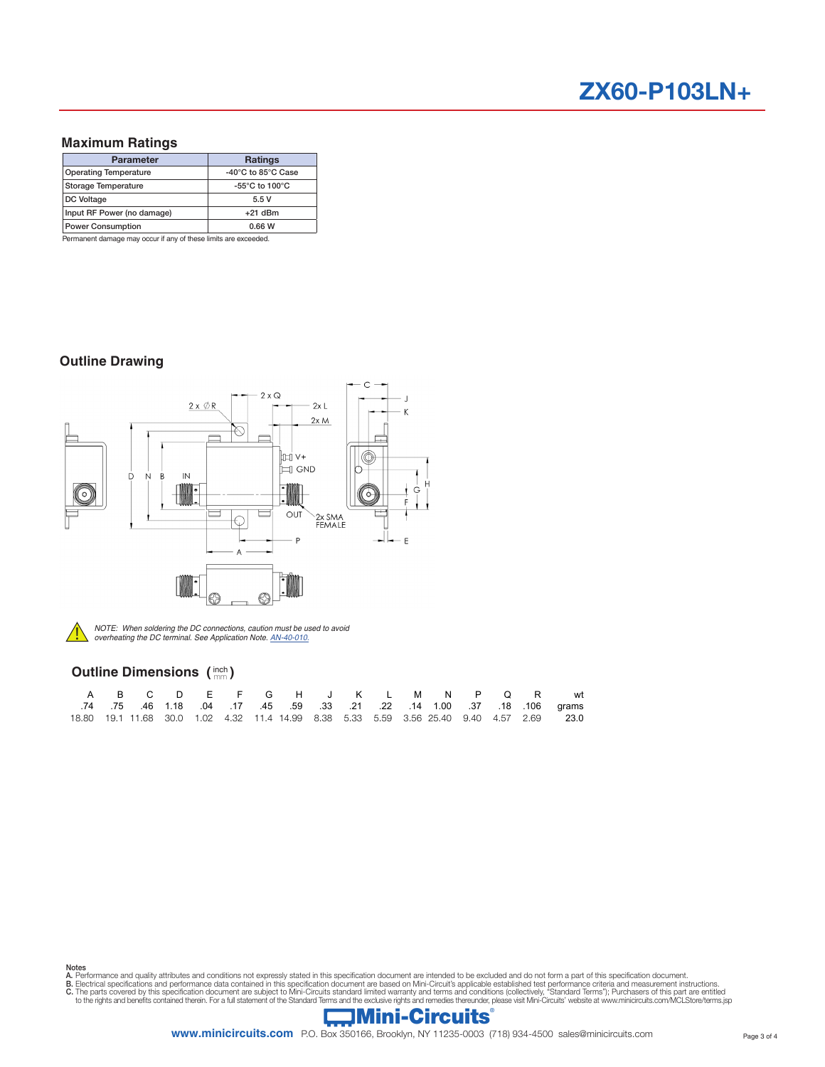# ZX60-P103LN+

## Maximum Ratings

| Parameter | Ratings |
|---|---|
| Operating Temperature | -40°C to 85°C Case |
| Storage Temperature | -55°C to 100°C |
| DC Voltage | 5.5 V |
| Input RF Power (no damage) | +21 dBm |
| Power Consumption | 0.66 W |

Permanent damage may occur if any of these limits are exceeded.

## Outline Drawing

*NOTE: When soldering the DC connections, caution must be used to avoid overheating the DC terminal. See Application Note. AN-40-010.*

## Outline Dimensions (inch / mm)

| A | B | C | D | E | F | G | H | J | K | L | M | N | P | Q | R | wt |
|---|---|---|---|---|---|---|---|---|---|---|---|---|---|---|---|---|
| .74 | .75 | .46 | 1.18 | .04 | .17 | .45 | .59 | .33 | .21 | .22 | .14 | 1.00 | .37 | .18 | .106 | grams |
| 18.80 | 19.1 | 11.68 | 30.0 | 1.02 | 4.32 | 11.4 | 14.99 | 8.38 | 5.33 | 5.59 | 3.56 | 25.40 | 9.40 | 4.57 | 2.69 | 23.0 |

Notes
A. Performance and quality attributes and conditions not expressly stated in this specification document are intended to be excluded and do not form a part of this specification document.
B. Electrical specifications and performance data contained in this specification document are based on Mini-Circuit's applicable established test performance criteria and measurement instructions.
C. The parts covered by this specification document are subject to Mini-Circuits standard limited warranty and terms and conditions (collectively, "Standard Terms"); Purchasers of this part are entitled to the rights and benefits contained therein. For a full statement of the Standard Terms and the exclusive rights and remedies thereunder, please visit Mini-Circuits' website at www.minicircuits.com/MCLStore/terms.jsp

Mini-Circuits®

www.minicircuits.com P.O. Box 350166, Brooklyn, NY 11235-0003 (718) 934-4500 sales@minicircuits.com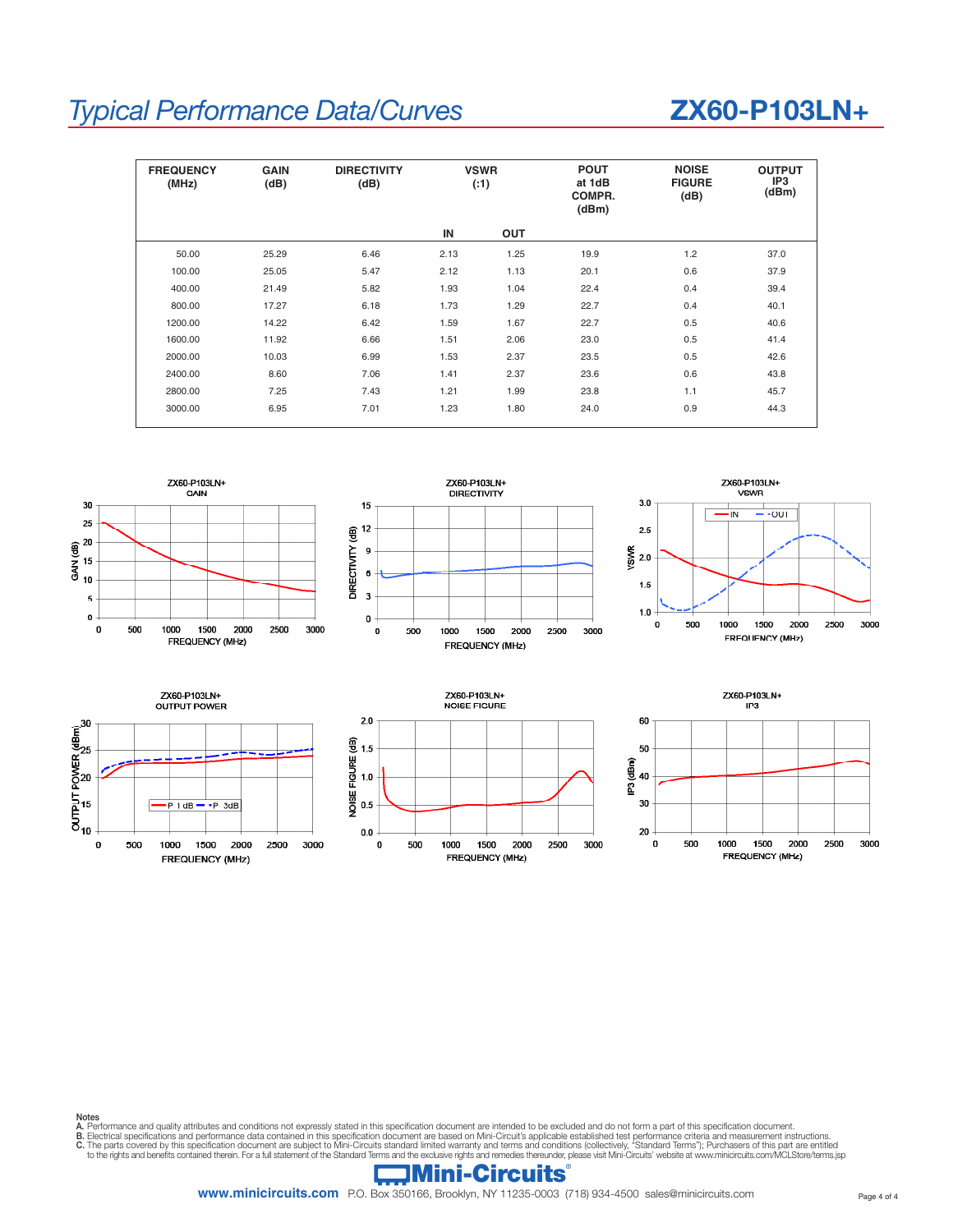# Typical Performance Data/Curves

## ZX60-P103LN+

| FREQUENCY (MHz) | GAIN (dB) | DIRECTIVITY (dB) | VSWR (:1) | | POUT at 1dB COMPR. (dBm) | NOISE FIGURE (dB) | OUTPUT IP3 (dBm) |
|---|---|---|---|---|---|---|---|
| | | | IN | OUT | | | |
| 50.00 | 25.29 | 6.46 | 2.13 | 1.25 | 19.9 | 1.2 | 37.0 |
| 100.00 | 25.05 | 5.47 | 2.12 | 1.13 | 20.1 | 0.6 | 37.9 |
| 400.00 | 21.49 | 5.82 | 1.93 | 1.04 | 22.4 | 0.4 | 39.4 |
| 800.00 | 17.27 | 6.18 | 1.73 | 1.29 | 22.7 | 0.4 | 40.1 |
| 1200.00 | 14.22 | 6.42 | 1.59 | 1.67 | 22.7 | 0.5 | 40.6 |
| 1600.00 | 11.92 | 6.66 | 1.51 | 2.06 | 23.0 | 0.5 | 41.4 |
| 2000.00 | 10.03 | 6.99 | 1.53 | 2.37 | 23.5 | 0.5 | 42.6 |
| 2400.00 | 8.60 | 7.06 | 1.41 | 2.37 | 23.6 | 0.6 | 43.8 |
| 2800.00 | 7.25 | 7.43 | 1.21 | 1.99 | 23.8 | 1.1 | 45.7 |
| 3000.00 | 6.95 | 7.01 | 1.23 | 1.80 | 24.0 | 0.9 | 44.3 |

ZX60-P103LN+
GAIN
GAIN (dB)
0 5 10 15 20 25 30
0 500 1000 1500 2000 2500 3000
FREQUENCY (MHz)

ZX60-P103LN+
DIRECTIVITY
DIRECTIVITY (dB)
0 3 6 9 12 15
0 500 1000 1500 2000 2500 3000
FREQUENCY (MHz)

ZX60-P103LN+
VSWR
VSWR
1.0 1.5 2.0 2.5 3.0
IN OUT
0 500 1000 1500 2000 2500 3000
FREQUENCY (MHz)

ZX60-P103LN+
OUTPUT POWER
OUTPUT POWER (dBm)
10 15 20 25 30
P 1dB P 3dB
0 500 1000 1500 2000 2500 3000
FREQUENCY (MHz)

ZX60-P103LN+
NOISE FIGURE
NOISE FIGURE (dB)
0.0 0.5 1.0 1.5 2.0
0 500 1000 1500 2000 2500 3000
FREQUENCY (MHz)

ZX60-P103LN+
IP3
IP3 (dBm)
20 30 40 50 60
0 500 1000 1500 2000 2500 3000
FREQUENCY (MHz)

Notes
A. Performance and quality attributes and conditions not expressly stated in this specification document are intended to be excluded and do not form a part of this specification document.
B. Electrical specifications and performance data contained in this specification document are based on Mini-Circuit's applicable established test performance criteria and measurement instructions.
C. The parts covered by this specification document are subject to Mini-Circuits standard limited warranty and terms and conditions (collectively, "Standard Terms"); Purchasers of this part are entitled to the rights and benefits contained therein. For a full statement of the Standard Terms and the exclusive rights and remedies thereunder, please visit Mini-Circuits' website at www.minicircuits.com/MCLStore/terms.jsp

Mini-Circuits®
www.minicircuits.com P.O. Box 350166, Brooklyn, NY 11235-0003 (718) 934-4500 sales@minicircuits.com